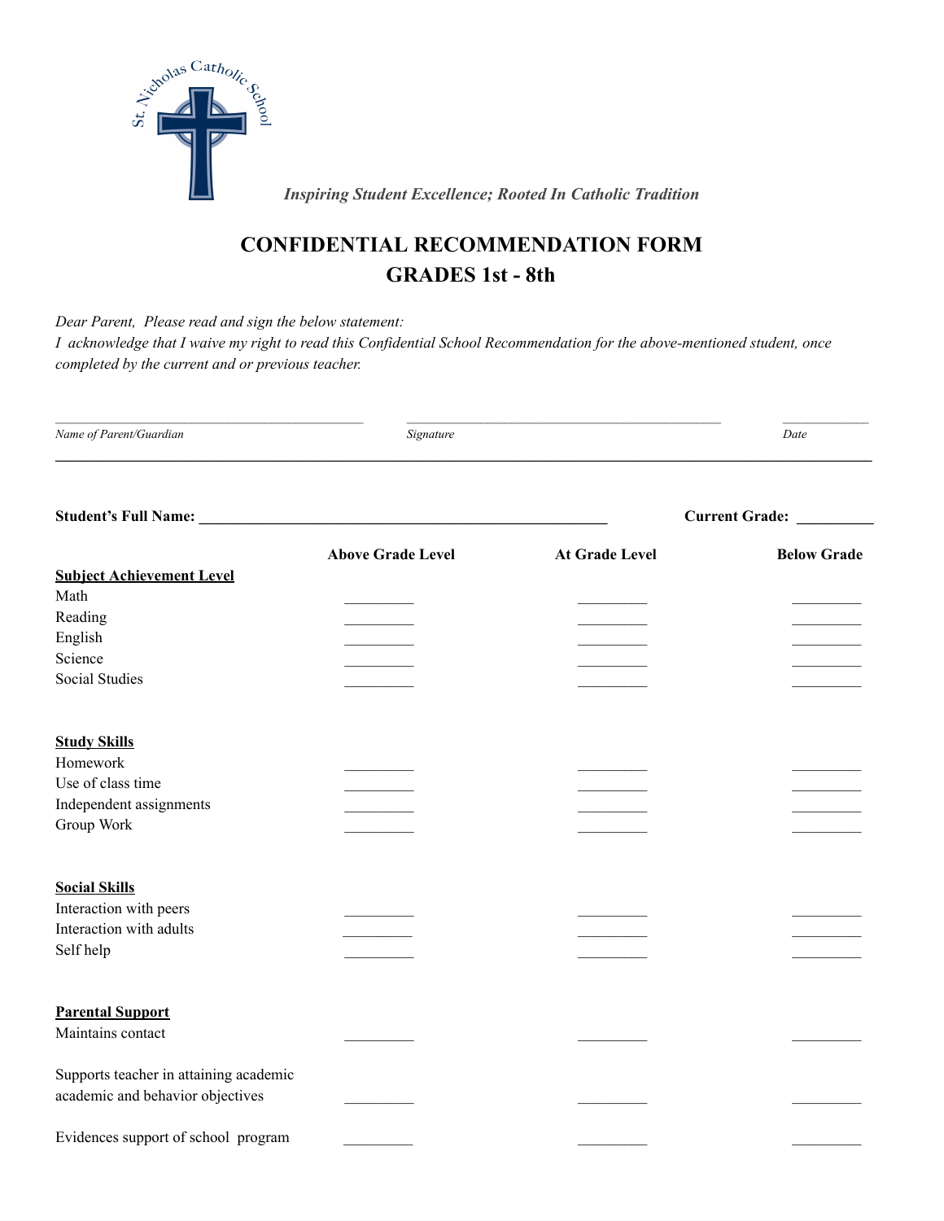St. Nicholas Catholic School

*Inspiring Student Excellence; Rooted In Catholic Tradition*

# CONFIDENTIAL RECOMMENDATION FORM
# GRADES 1st - 8th

*Dear Parent, Please read and sign the below statement:*
*I acknowledge that I waive my right to read this Confidential School Recommendation for the above-mentioned student, once completed by the current and or previous teacher.*

_____________________________ _____________________________ __________
*Name of Parent/Guardian* *Signature* *Date*

---

**Student's Full Name:** ______________________________ **Current Grade:** __________

| | **Above Grade Level** | **At Grade Level** | **Below Grade** |
|---|---|---|---|
| **Subject Achievement Level** | | | |
| Math | _________ | _________ | _________ |
| Reading | _________ | _________ | _________ |
| English | _________ | _________ | _________ |
| Science | _________ | _________ | _________ |
| Social Studies | _________ | _________ | _________ |
| **Study Skills** | | | |
| Homework | _________ | _________ | _________ |
| Use of class time | _________ | _________ | _________ |
| Independent assignments | _________ | _________ | _________ |
| Group Work | _________ | _________ | _________ |
| **Social Skills** | | | |
| Interaction with peers | _________ | _________ | _________ |
| Interaction with adults | _________ | _________ | _________ |
| Self help | _________ | _________ | _________ |
| **Parental Support** | | | |
| Maintains contact | _________ | _________ | _________ |
| Supports teacher in attaining academic academic and behavior objectives | _________ | _________ | _________ |
| Evidences support of school program | _________ | _________ | _________ |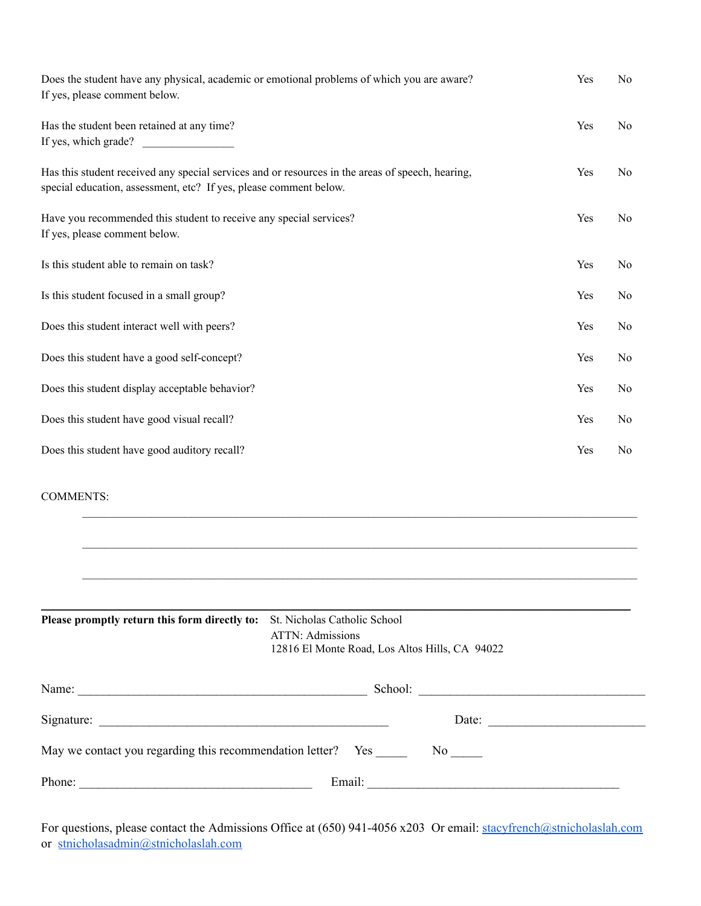| | | |
|---|---|---|
| Does the student have any physical, academic or emotional problems of which you are aware? If yes, please comment below. | Yes | No |
| Has the student been retained at any time? If yes, which grade? _______________ | Yes | No |
| Has this student received any special services and or resources in the areas of speech, hearing, special education, assessment, etc? If yes, please comment below. | Yes | No |
| Have you recommended this student to receive any special services? If yes, please comment below. | Yes | No |
| Is this student able to remain on task? | Yes | No |
| Is this student focused in a small group? | Yes | No |
| Does this student interact well with peers? | Yes | No |
| Does this student have a good self-concept? | Yes | No |
| Does this student display acceptable behavior? | Yes | No |
| Does this student have good visual recall? | Yes | No |
| Does this student have good auditory recall? | Yes | No |

COMMENTS:

_______________________________________________________________________________

_______________________________________________________________________________

_______________________________________________________________________________

---

**Please promptly return this form directly to:** St. Nicholas Catholic School
ATTN: Admissions
12816 El Monte Road, Los Altos Hills, CA 94022

Name: _____________________________________________ School: ___________________________________

Signature: _____________________________________________ Date: ________________________

May we contact you regarding this recommendation letter? Yes _____ No _____

Phone: ____________________________________ Email: _______________________________________

For questions, please contact the Admissions Office at (650) 941-4056 x203 Or email: stacyfrench@stnicholaslah.com or stnicholasadmin@stnicholaslah.com